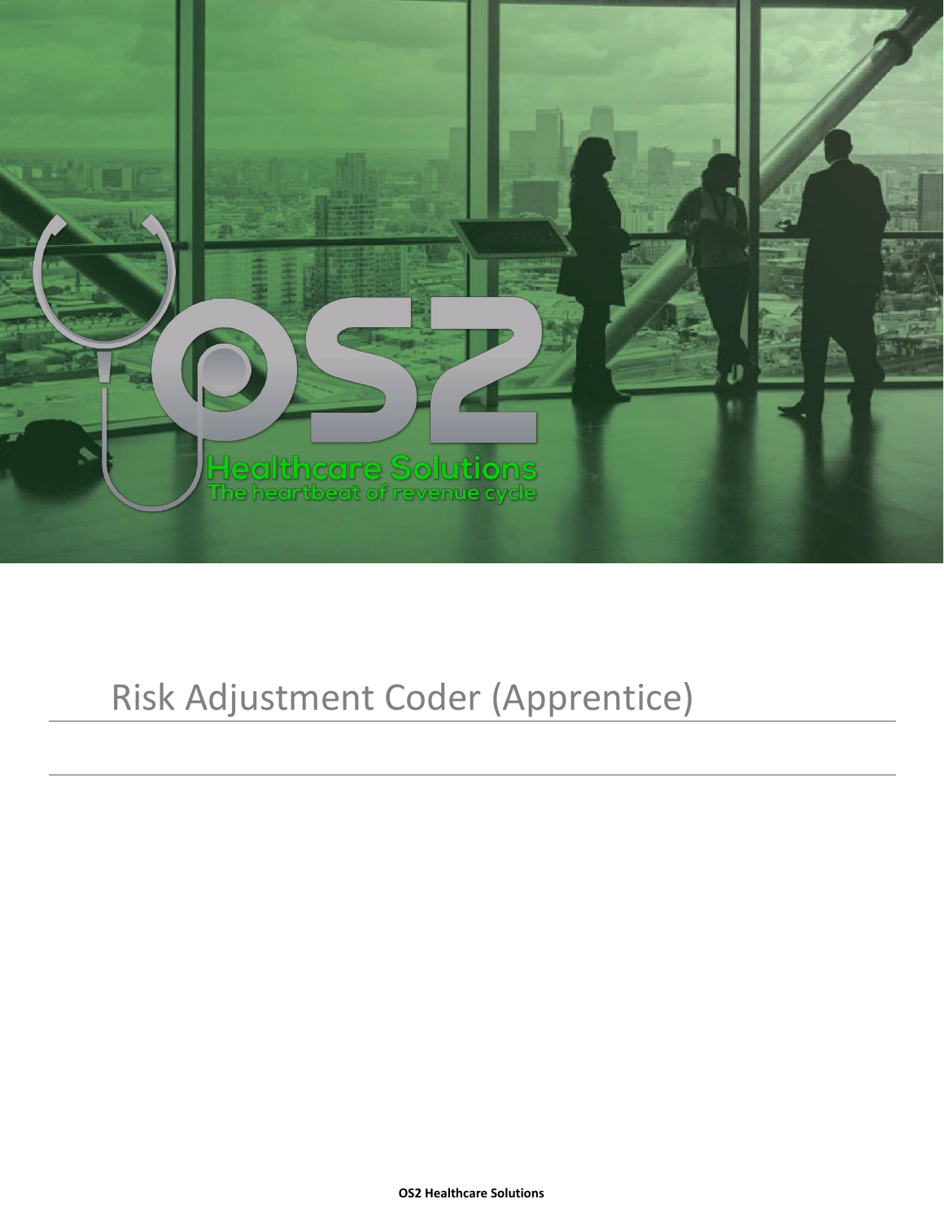OS2

Healthcare Solutions

The heartbeat of revenue cycle

# Risk Adjustment Coder (Apprentice)

OS2 Healthcare Solutions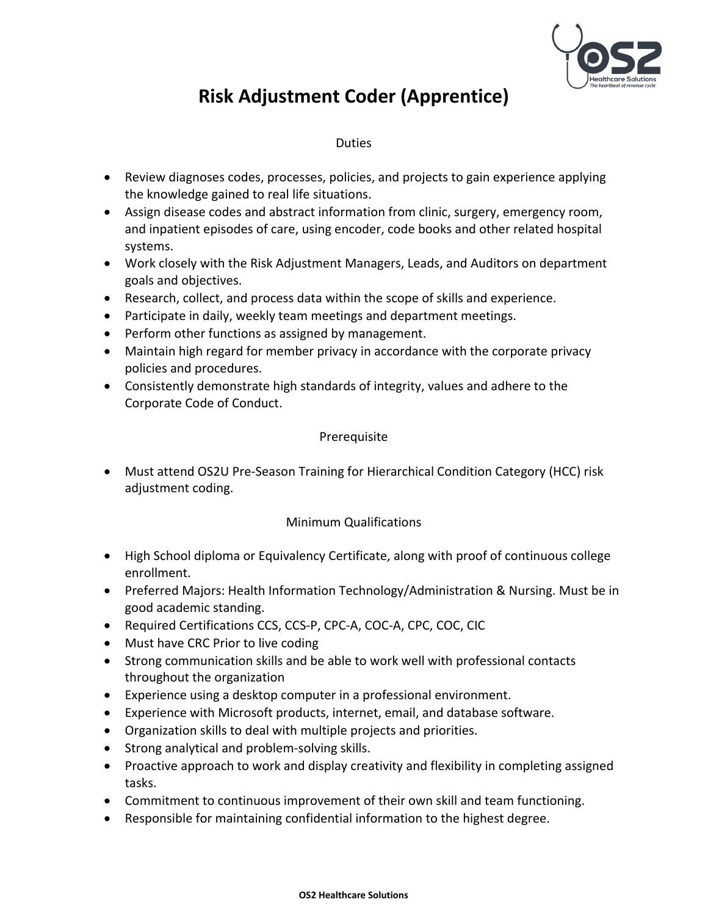# Risk Adjustment Coder (Apprentice)

## Duties

- Review diagnoses codes, processes, policies, and projects to gain experience applying the knowledge gained to real life situations.
- Assign disease codes and abstract information from clinic, surgery, emergency room, and inpatient episodes of care, using encoder, code books and other related hospital systems.
- Work closely with the Risk Adjustment Managers, Leads, and Auditors on department goals and objectives.
- Research, collect, and process data within the scope of skills and experience.
- Participate in daily, weekly team meetings and department meetings.
- Perform other functions as assigned by management.
- Maintain high regard for member privacy in accordance with the corporate privacy policies and procedures.
- Consistently demonstrate high standards of integrity, values and adhere to the Corporate Code of Conduct.

## Prerequisite

- Must attend OS2U Pre-Season Training for Hierarchical Condition Category (HCC) risk adjustment coding.

## Minimum Qualifications

- High School diploma or Equivalency Certificate, along with proof of continuous college enrollment.
- Preferred Majors: Health Information Technology/Administration & Nursing. Must be in good academic standing.
- Required Certifications CCS, CCS-P, CPC-A, COC-A, CPC, COC, CIC
- Must have CRC Prior to live coding
- Strong communication skills and be able to work well with professional contacts throughout the organization
- Experience using a desktop computer in a professional environment.
- Experience with Microsoft products, internet, email, and database software.
- Organization skills to deal with multiple projects and priorities.
- Strong analytical and problem-solving skills.
- Proactive approach to work and display creativity and flexibility in completing assigned tasks.
- Commitment to continuous improvement of their own skill and team functioning.
- Responsible for maintaining confidential information to the highest degree.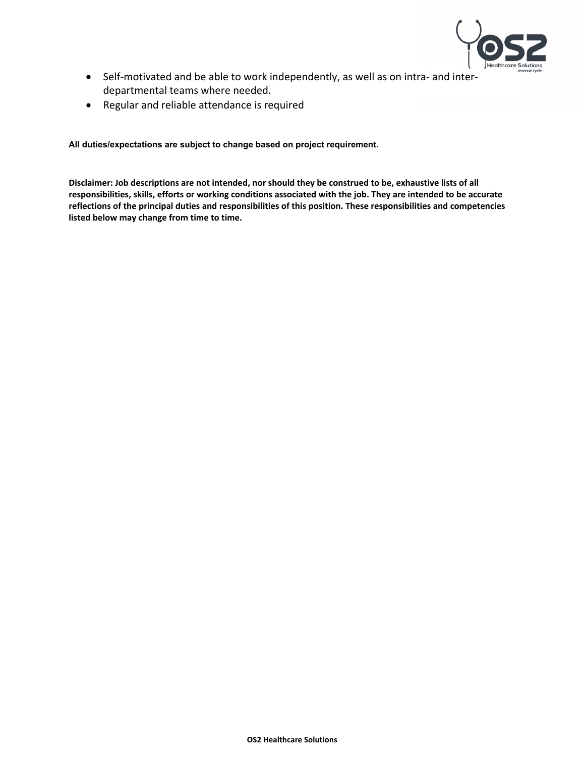- Self-motivated and be able to work independently, as well as on intra- and inter-departmental teams where needed.
- Regular and reliable attendance is required

**All duties/expectations are subject to change based on project requirement.**

**Disclaimer: Job descriptions are not intended, nor should they be construed to be, exhaustive lists of all responsibilities, skills, efforts or working conditions associated with the job. They are intended to be accurate reflections of the principal duties and responsibilities of this position. These responsibilities and competencies listed below may change from time to time.**